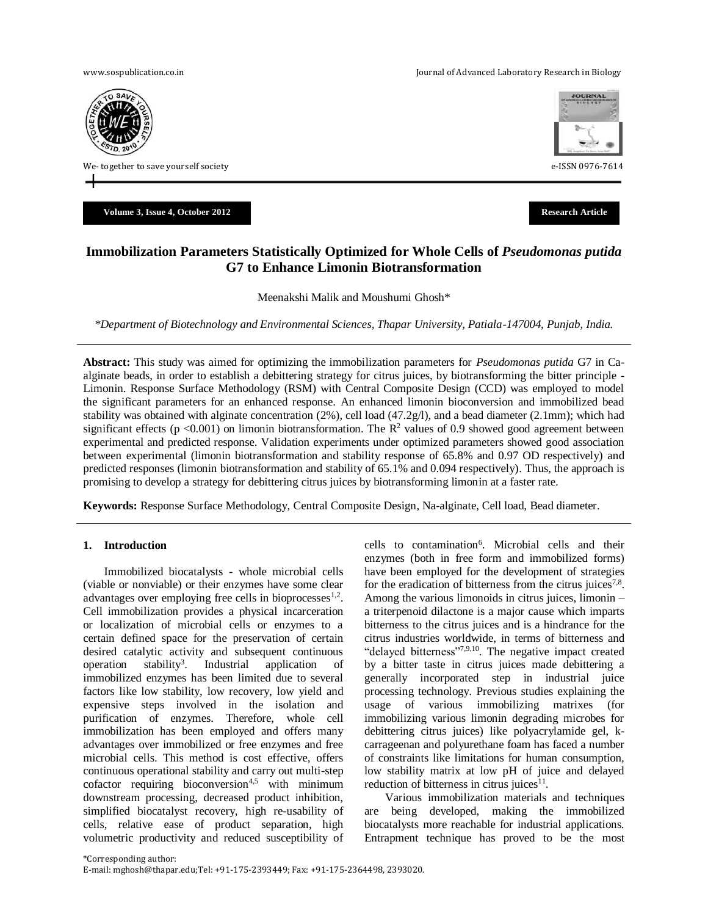# Immobilization Parameters Statistically Optimized for Whole Cells of *Pseudomonas putida* G7 to Enhance Limonin Biotransformation

Meenakshi Malik and Moushumi Ghosh*

*\*Department of Biotechnology and Environmental Sciences, Thapar University, Patiala-147004, Punjab, India.*

**Abstract:** This study was aimed for optimizing the immobilization parameters for *Pseudomonas putida* G7 in Ca-alginate beads, in order to establish a debittering strategy for citrus juices, by biotransforming the bitter principle - Limonin. Response Surface Methodology (RSM) with Central Composite Design (CCD) was employed to model the significant parameters for an enhanced response. An enhanced limonin bioconversion and immobilized bead stability was obtained with alginate concentration (2%), cell load (47.2g/l), and a bead diameter (2.1mm); which had significant effects ($p < 0.001$) on limonin biotransformation. The $R^2$ values of 0.9 showed good agreement between experimental and predicted response. Validation experiments under optimized parameters showed good association between experimental (limonin biotransformation and stability response of 65.8% and 0.97 OD respectively) and predicted responses (limonin biotransformation and stability of 65.1% and 0.094 respectively). Thus, the approach is promising to develop a strategy for debittering citrus juices by biotransforming limonin at a faster rate.

**Keywords:** Response Surface Methodology, Central Composite Design, Na-alginate, Cell load, Bead diameter.

## 1. Introduction

Immobilized biocatalysts - whole microbial cells (viable or nonviable) or their enzymes have some clear advantages over employing free cells in bioprocesses[1,2]. Cell immobilization provides a physical incarceration or localization of microbial cells or enzymes to a certain defined space for the preservation of certain desired catalytic activity and subsequent continuous operation stability[3]. Industrial application of immobilized enzymes has been limited due to several factors like low stability, low recovery, low yield and expensive steps involved in the isolation and purification of enzymes. Therefore, whole cell immobilization has been employed and offers many advantages over immobilized or free enzymes and free microbial cells. This method is cost effective, offers continuous operational stability and carry out multi-step cofactor requiring bioconversion[4,5] with minimum downstream processing, decreased product inhibition, simplified biocatalyst recovery, high re-usability of cells, relative ease of product separation, high volumetric productivity and reduced susceptibility of cells to contamination[6]. Microbial cells and their enzymes (both in free form and immobilized forms) have been employed for the development of strategies for the eradication of bitterness from the citrus juices[7,8]. Among the various limonoids in citrus juices, limonin – a triterpenoid dilactone is a major cause which imparts bitterness to the citrus juices and is a hindrance for the citrus industries worldwide, in terms of bitterness and "delayed bitterness"[7,9,10]. The negative impact created by a bitter taste in citrus juices made debittering a generally incorporated step in industrial juice processing technology. Previous studies explaining the usage of various immobilizing matrixes (for immobilizing various limonin degrading microbes for debittering citrus juices) like polyacrylamide gel, k-carrageenan and polyurethane foam has faced a number of constraints like limitations for human consumption, low stability matrix at low pH of juice and delayed reduction of bitterness in citrus juices[11].

Various immobilization materials and techniques are being developed, making the immobilized biocatalysts more reachable for industrial applications. Entrapment technique has proved to be the most

\*Corresponding author:
E-mail: mghosh@thapar.edu;Tel: +91-175-2393449; Fax: +91-175-2364498, 2393020.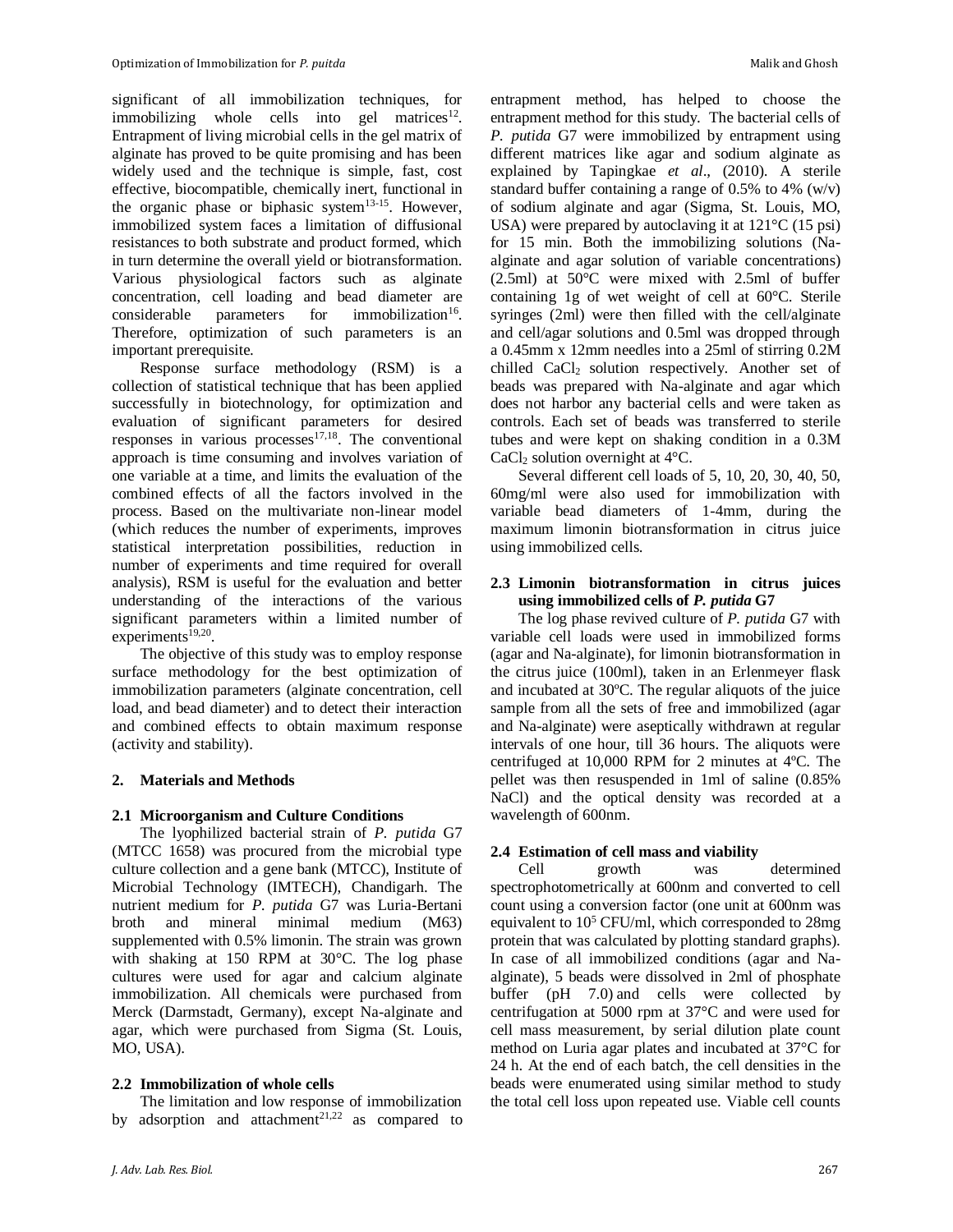significant of all immobilization techniques, for immobilizing whole cells into gel matrices[12]. Entrapment of living microbial cells in the gel matrix of alginate has proved to be quite promising and has been widely used and the technique is simple, fast, cost effective, biocompatible, chemically inert, functional in the organic phase or biphasic system[13-15]. However, immobilized system faces a limitation of diffusional resistances to both substrate and product formed, which in turn determine the overall yield or biotransformation. Various physiological factors such as alginate concentration, cell loading and bead diameter are considerable parameters for immobilization[16]. Therefore, optimization of such parameters is an important prerequisite.

Response surface methodology (RSM) is a collection of statistical technique that has been applied successfully in biotechnology, for optimization and evaluation of significant parameters for desired responses in various processes[17,18]. The conventional approach is time consuming and involves variation of one variable at a time, and limits the evaluation of the combined effects of all the factors involved in the process. Based on the multivariate non-linear model (which reduces the number of experiments, improves statistical interpretation possibilities, reduction in number of experiments and time required for overall analysis), RSM is useful for the evaluation and better understanding of the interactions of the various significant parameters within a limited number of experiments[19,20].

The objective of this study was to employ response surface methodology for the best optimization of immobilization parameters (alginate concentration, cell load, and bead diameter) and to detect their interaction and combined effects to obtain maximum response (activity and stability).

## 2. Materials and Methods

### 2.1 Microorganism and Culture Conditions

The lyophilized bacterial strain of *P. putida* G7 (MTCC 1658) was procured from the microbial type culture collection and a gene bank (MTCC), Institute of Microbial Technology (IMTECH), Chandigarh. The nutrient medium for *P. putida* G7 was Luria-Bertani broth and mineral minimal medium (M63) supplemented with 0.5% limonin. The strain was grown with shaking at 150 RPM at 30°C. The log phase cultures were used for agar and calcium alginate immobilization. All chemicals were purchased from Merck (Darmstadt, Germany), except Na-alginate and agar, which were purchased from Sigma (St. Louis, MO, USA).

### 2.2 Immobilization of whole cells

The limitation and low response of immobilization by adsorption and attachment[21,22] as compared to entrapment method, has helped to choose the entrapment method for this study. The bacterial cells of *P. putida* G7 were immobilized by entrapment using different matrices like agar and sodium alginate as explained by Tapingkae *et al*., (2010). A sterile standard buffer containing a range of 0.5% to 4% (w/v) of sodium alginate and agar (Sigma, St. Louis, MO, USA) were prepared by autoclaving it at 121°C (15 psi) for 15 min. Both the immobilizing solutions (Na-alginate and agar solution of variable concentrations) (2.5ml) at 50°C were mixed with 2.5ml of buffer containing 1g of wet weight of cell at 60°C. Sterile syringes (2ml) were then filled with the cell/alginate and cell/agar solutions and 0.5ml was dropped through a 0.45mm x 12mm needles into a 25ml of stirring 0.2M chilled $CaCl_2$ solution respectively. Another set of beads was prepared with Na-alginate and agar which does not harbor any bacterial cells and were taken as controls. Each set of beads was transferred to sterile tubes and were kept on shaking condition in a 0.3M $CaCl_2$ solution overnight at 4°C.

Several different cell loads of 5, 10, 20, 30, 40, 50, 60mg/ml were also used for immobilization with variable bead diameters of 1-4mm, during the maximum limonin biotransformation in citrus juice using immobilized cells.

### 2.3 Limonin biotransformation in citrus juices using immobilized cells of *P. putida* G7

The log phase revived culture of *P. putida* G7 with variable cell loads were used in immobilized forms (agar and Na-alginate), for limonin biotransformation in the citrus juice (100ml), taken in an Erlenmeyer flask and incubated at 30ºC. The regular aliquots of the juice sample from all the sets of free and immobilized (agar and Na-alginate) were aseptically withdrawn at regular intervals of one hour, till 36 hours. The aliquots were centrifuged at 10,000 RPM for 2 minutes at 4ºC. The pellet was then resuspended in 1ml of saline (0.85% NaCl) and the optical density was recorded at a wavelength of 600nm.

### 2.4 Estimation of cell mass and viability

Cell growth was determined spectrophotometrically at 600nm and converted to cell count using a conversion factor (one unit at 600nm was equivalent to $10^5$ CFU/ml, which corresponded to 28mg protein that was calculated by plotting standard graphs). In case of all immobilized conditions (agar and Na-alginate), 5 beads were dissolved in 2ml of phosphate buffer (pH 7.0) and cells were collected by centrifugation at 5000 rpm at 37°C and were used for cell mass measurement, by serial dilution plate count method on Luria agar plates and incubated at 37°C for 24 h. At the end of each batch, the cell densities in the beads were enumerated using similar method to study the total cell loss upon repeated use. Viable cell counts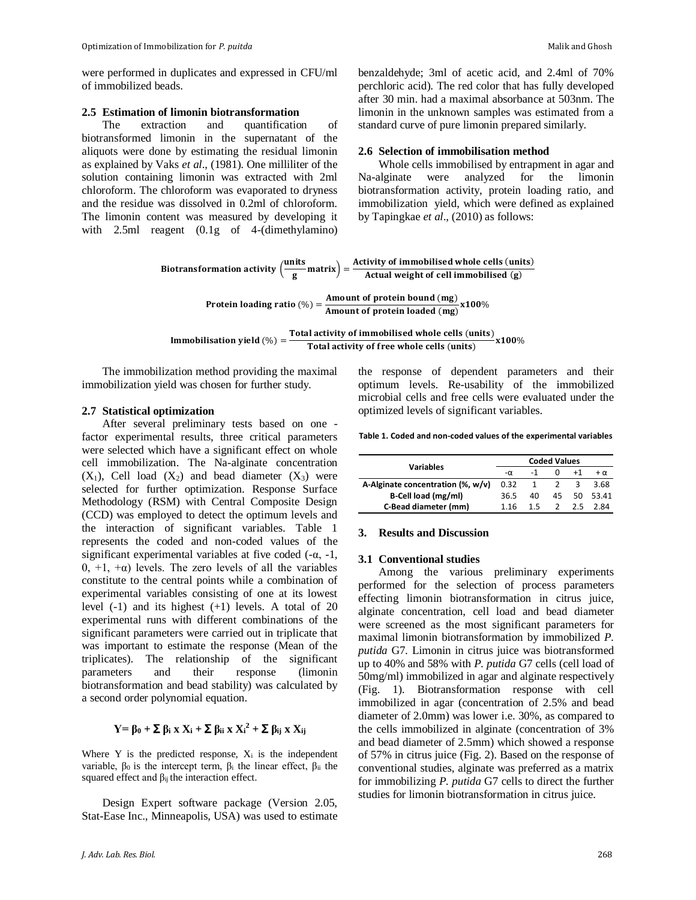were performed in duplicates and expressed in CFU/ml of immobilized beads.

### 2.5 Estimation of limonin biotransformation

The extraction and quantification of biotransformed limonin in the supernatant of the aliquots were done by estimating the residual limonin as explained by Vaks *et al*., (1981). One milliliter of the solution containing limonin was extracted with 2ml chloroform. The chloroform was evaporated to dryness and the residue was dissolved in 0.2ml of chloroform. The limonin content was measured by developing it with 2.5ml reagent (0.1g of 4-(dimethylamino) benzaldehyde; 3ml of acetic acid, and 2.4ml of 70% perchloric acid). The red color that has fully developed after 30 min. had a maximal absorbance at 503nm. The limonin in the unknown samples was estimated from a standard curve of pure limonin prepared similarly.

### 2.6 Selection of immobilisation method

Whole cells immobilised by entrapment in agar and Na-alginate were analyzed for the limonin biotransformation activity, protein loading ratio, and immobilization yield, which were defined as explained by Tapingkae *et al*., (2010) as follows:

$$\textbf{Biotransformation activity}\left(\frac{\textbf{units}}{\textbf{g}}\textbf{matrix}\right)=\frac{\textbf{Activity of immobilised whole cells (units)}}{\textbf{Actual weight of cell immobilised (g)}}$$

$$\textbf{Protein loading ratio}\ (\%)=\frac{\textbf{Amount of protein bound (mg)}}{\textbf{Amount of protein loaded (mg)}}\textbf{x100}\%$$

$$\textbf{Immobilisation yield}\ (\%)=\frac{\textbf{Total activity of immobilised whole cells (units)}}{\textbf{Total activity of free whole cells (units)}}\textbf{x100}\%$$

The immobilization method providing the maximal immobilization yield was chosen for further study.

### 2.7 Statistical optimization

After several preliminary tests based on one - factor experimental results, three critical parameters were selected which have a significant effect on whole cell immobilization. The Na-alginate concentration ($X_1$), Cell load ($X_2$) and bead diameter ($X_3$) were selected for further optimization. Response Surface Methodology (RSM) with Central Composite Design (CCD) was employed to detect the optimum levels and the interaction of significant variables. Table 1 represents the coded and non-coded values of the significant experimental variables at five coded (-α, -1, 0, +1, +α) levels. The zero levels of all the variables constitute to the central points while a combination of experimental variables consisting of one at its lowest level (-1) and its highest (+1) levels. A total of 20 experimental runs with different combinations of the significant parameters were carried out in triplicate that was important to estimate the response (Mean of the triplicates). The relationship of the significant parameters and their response (limonin biotransformation and bead stability) was calculated by a second order polynomial equation.

$$Y = \beta_0 + \Sigma\, \beta_i \times X_i + \Sigma\, \beta_{ii} \times X_i^2 + \Sigma\, \beta_{ij} \times X_{ij}$$

Where Y is the predicted response, $X_i$ is the independent variable, $\beta_0$ is the intercept term, $\beta_i$ the linear effect, $\beta_{ii}$ the squared effect and $\beta_{ij}$ the interaction effect.

Design Expert software package (Version 2.05, Stat-Ease Inc., Minneapolis, USA) was used to estimate the response of dependent parameters and their optimum levels. Re-usability of the immobilized microbial cells and free cells were evaluated under the optimized levels of significant variables.

**Table 1. Coded and non-coded values of the experimental variables**

| Variables | Coded Values | | | | |
|---|---|---|---|---|---|
| | -α | -1 | 0 | +1 | + α |
| A-Alginate concentration (%, w/v) | 0.32 | 1 | 2 | 3 | 3.68 |
| B-Cell load (mg/ml) | 36.5 | 40 | 45 | 50 | 53.41 |
| C-Bead diameter (mm) | 1.16 | 1.5 | 2 | 2.5 | 2.84 |

## 3. Results and Discussion

### 3.1 Conventional studies

Among the various preliminary experiments performed for the selection of process parameters effecting limonin biotransformation in citrus juice, alginate concentration, cell load and bead diameter were screened as the most significant parameters for maximal limonin biotransformation by immobilized *P. putida* G7. Limonin in citrus juice was biotransformed up to 40% and 58% with *P. putida* G7 cells (cell load of 50mg/ml) immobilized in agar and alginate respectively (Fig. 1). Biotransformation response with cell immobilized in agar (concentration of 2.5% and bead diameter of 2.0mm) was lower i.e. 30%, as compared to the cells immobilized in alginate (concentration of 3% and bead diameter of 2.5mm) which showed a response of 57% in citrus juice (Fig. 2). Based on the response of conventional studies, alginate was preferred as a matrix for immobilizing *P. putida* G7 cells to direct the further studies for limonin biotransformation in citrus juice.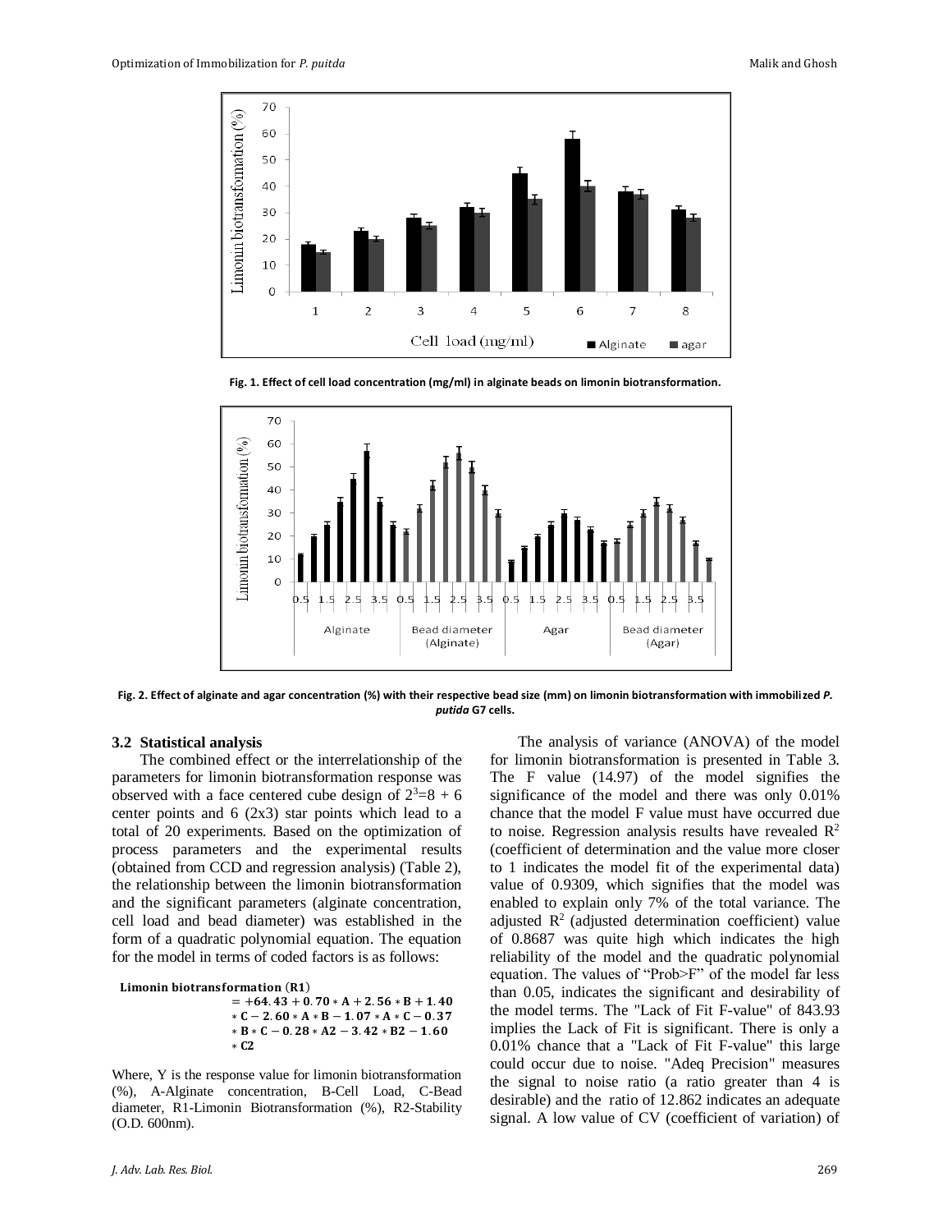Fig. 1. Effect of cell load concentration (mg/ml) in alginate beads on limonin biotransformation.

Fig. 2. Effect of alginate and agar concentration (%) with their respective bead size (mm) on limonin biotransformation with immobilized *P. putida* G7 cells.

### 3.2 Statistical analysis

The combined effect or the interrelationship of the parameters for limonin biotransformation response was observed with a face centered cube design of $2^3$=8 + 6 center points and 6 (2x3) star points which lead to a total of 20 experiments. Based on the optimization of process parameters and the experimental results (obtained from CCD and regression analysis) (Table 2), the relationship between the limonin biotransformation and the significant parameters (alginate concentration, cell load and bead diameter) was established in the form of a quadratic polynomial equation. The equation for the model in terms of coded factors is as follows:

$$\textbf{Limonin biotransformation (R1)} = +64.43 + 0.70*A + 2.56*B + 1.40*C - 2.60*A*B - 1.07*A*C - 0.37*B*C - 0.28*A2 - 3.42*B2 - 1.60*C2$$

Where, Y is the response value for limonin biotransformation (%), A-Alginate concentration, B-Cell Load, C-Bead diameter, R1-Limonin Biotransformation (%), R2-Stability (O.D. 600nm).

The analysis of variance (ANOVA) of the model for limonin biotransformation is presented in Table 3. The F value (14.97) of the model signifies the significance of the model and there was only 0.01% chance that the model F value must have occurred due to noise. Regression analysis results have revealed $R^2$ (coefficient of determination and the value more closer to 1 indicates the model fit of the experimental data) value of 0.9309, which signifies that the model was enabled to explain only 7% of the total variance. The adjusted $R^2$ (adjusted determination coefficient) value of 0.8687 was quite high which indicates the high reliability of the model and the quadratic polynomial equation. The values of "Prob>F" of the model far less than 0.05, indicates the significant and desirability of the model terms. The "Lack of Fit F-value" of 843.93 implies the Lack of Fit is significant. There is only a 0.01% chance that a "Lack of Fit F-value" this large could occur due to noise. "Adeq Precision" measures the signal to noise ratio (a ratio greater than 4 is desirable) and the ratio of 12.862 indicates an adequate signal. A low value of CV (coefficient of variation) of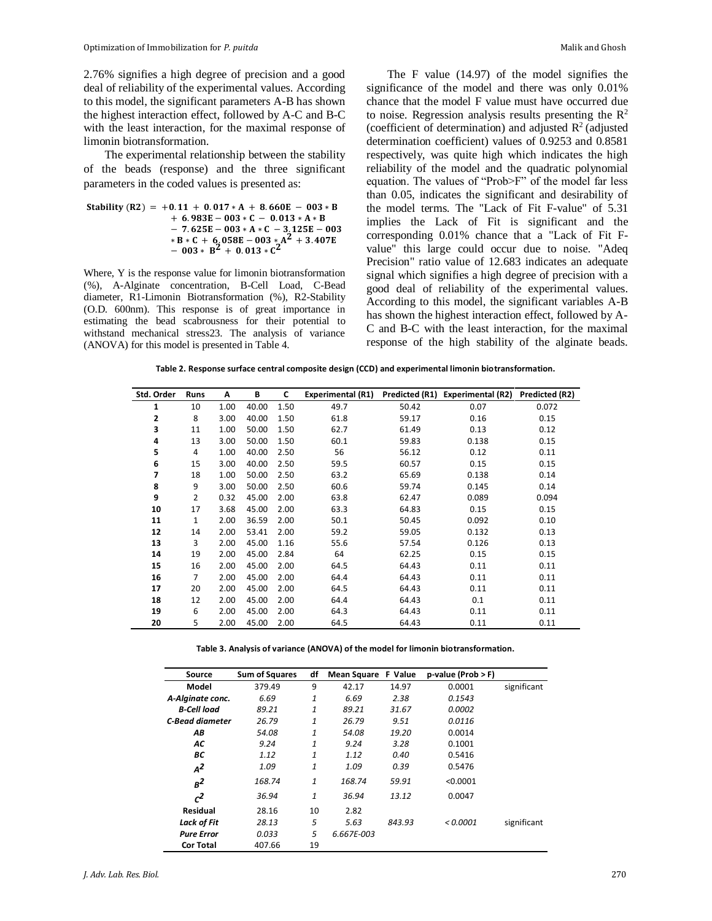2.76% signifies a high degree of precision and a good deal of reliability of the experimental values. According to this model, the significant parameters A-B has shown the highest interaction effect, followed by A-C and B-C with the least interaction, for the maximal response of limonin biotransformation.

The experimental relationship between the stability of the beads (response) and the three significant parameters in the coded values is presented as:

$$\mathbf{Stability\ (R2) = +0.11 + 0.017 * A + 8.660E-003 * B + 6.983E-003 * C - 0.013 * A * B - 7.625E-003 * A * C - 3.125E-003 * B * C + 6.058E-003 * A^2 + 3.407E-003 * B^2 + 0.013 * C^2}$$

Where, Y is the response value for limonin biotransformation (%), A-Alginate concentration, B-Cell Load, C-Bead diameter, R1-Limonin Biotransformation (%), R2-Stability (O.D. 600nm). This response is of great importance in estimating the bead scabrousness for their potential to withstand mechanical stress23. The analysis of variance (ANOVA) for this model is presented in Table 4.

The F value (14.97) of the model signifies the significance of the model and there was only 0.01% chance that the model F value must have occurred due to noise. Regression analysis results presenting the $R^2$ (coefficient of determination) and adjusted $R^2$ (adjusted determination coefficient) values of 0.9253 and 0.8581 respectively, was quite high which indicates the high reliability of the model and the quadratic polynomial equation. The values of "Prob>F" of the model far less than 0.05, indicates the significant and desirability of the model terms. The "Lack of Fit F-value" of 5.31 implies the Lack of Fit is significant and the corresponding 0.01% chance that a "Lack of Fit F-value" this large could occur due to noise. "Adeq Precision" ratio value of 12.683 indicates an adequate signal which signifies a high degree of precision with a good deal of reliability of the experimental values. According to this model, the significant variables A-B has shown the highest interaction effect, followed by A-C and B-C with the least interaction, for the maximal response of the high stability of the alginate beads.

**Table 2. Response surface central composite design (CCD) and experimental limonin biotransformation.**

| Std. Order | Runs | A | B | C | Experimental (R1) | Predicted (R1) | Experimental (R2) | Predicted (R2) |
|---|---|---|---|---|---|---|---|---|
| 1 | 10 | 1.00 | 40.00 | 1.50 | 49.7 | 50.42 | 0.07 | 0.072 |
| 2 | 8 | 3.00 | 40.00 | 1.50 | 61.8 | 59.17 | 0.16 | 0.15 |
| 3 | 11 | 1.00 | 50.00 | 1.50 | 62.7 | 61.49 | 0.13 | 0.12 |
| 4 | 13 | 3.00 | 50.00 | 1.50 | 60.1 | 59.83 | 0.138 | 0.15 |
| 5 | 4 | 1.00 | 40.00 | 2.50 | 56 | 56.12 | 0.12 | 0.11 |
| 6 | 15 | 3.00 | 40.00 | 2.50 | 59.5 | 60.57 | 0.15 | 0.15 |
| 7 | 18 | 1.00 | 50.00 | 2.50 | 63.2 | 65.69 | 0.138 | 0.14 |
| 8 | 9 | 3.00 | 50.00 | 2.50 | 60.6 | 59.74 | 0.145 | 0.14 |
| 9 | 2 | 0.32 | 45.00 | 2.00 | 63.8 | 62.47 | 0.089 | 0.094 |
| 10 | 17 | 3.68 | 45.00 | 2.00 | 63.3 | 64.83 | 0.15 | 0.15 |
| 11 | 1 | 2.00 | 36.59 | 2.00 | 50.1 | 50.45 | 0.092 | 0.10 |
| 12 | 14 | 2.00 | 53.41 | 2.00 | 59.2 | 59.05 | 0.132 | 0.13 |
| 13 | 3 | 2.00 | 45.00 | 1.16 | 55.6 | 57.54 | 0.126 | 0.13 |
| 14 | 19 | 2.00 | 45.00 | 2.84 | 64 | 62.25 | 0.15 | 0.15 |
| 15 | 16 | 2.00 | 45.00 | 2.00 | 64.5 | 64.43 | 0.11 | 0.11 |
| 16 | 7 | 2.00 | 45.00 | 2.00 | 64.4 | 64.43 | 0.11 | 0.11 |
| 17 | 20 | 2.00 | 45.00 | 2.00 | 64.5 | 64.43 | 0.11 | 0.11 |
| 18 | 12 | 2.00 | 45.00 | 2.00 | 64.4 | 64.43 | 0.1 | 0.11 |
| 19 | 6 | 2.00 | 45.00 | 2.00 | 64.3 | 64.43 | 0.11 | 0.11 |
| 20 | 5 | 2.00 | 45.00 | 2.00 | 64.5 | 64.43 | 0.11 | 0.11 |

**Table 3. Analysis of variance (ANOVA) of the model for limonin biotransformation.**

| Source | Sum of Squares | df | Mean Square | F Value | p-value (Prob > F) | |
|---|---|---|---|---|---|---|
| **Model** | 379.49 | 9 | 42.17 | 14.97 | 0.0001 | significant |
| ***A-Alginate conc.*** | *6.69* | *1* | *6.69* | *2.38* | *0.1543* | |
| ***B-Cell load*** | *89.21* | *1* | *89.21* | *31.67* | *0.0002* | |
| ***C-Bead diameter*** | *26.79* | *1* | *26.79* | *9.51* | *0.0116* | |
| ***AB*** | *54.08* | *1* | *54.08* | *19.20* | 0.0014 | |
| ***AC*** | *9.24* | *1* | *9.24* | *3.28* | 0.1001 | |
| ***BC*** | *1.12* | *1* | *1.12* | *0.40* | 0.5416 | |
| $A^2$ | *1.09* | *1* | *1.09* | *0.39* | 0.5476 | |
| $B^2$ | *168.74* | *1* | *168.74* | *59.91* | <0.0001 | |
| $C^2$ | *36.94* | *1* | *36.94* | *13.12* | 0.0047 | |
| **Residual** | 28.16 | 10 | 2.82 | | | |
| ***Lack of Fit*** | *28.13* | *5* | *5.63* | *843.93* | *< 0.0001* | significant |
| ***Pure Error*** | *0.033* | *5* | *6.667E-003* | | | |
| **Cor Total** | 407.66 | 19 | | | | |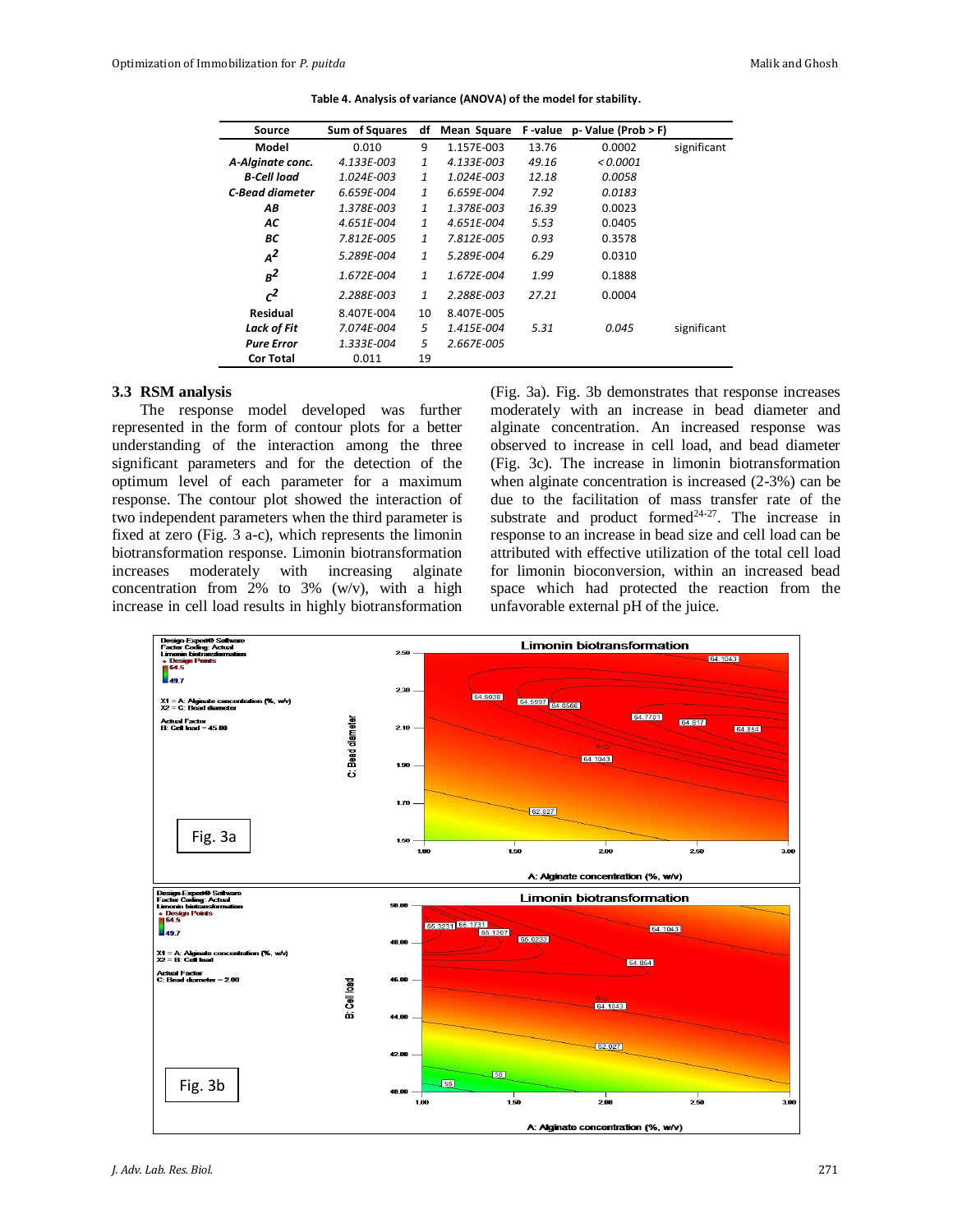**Table 4. Analysis of variance (ANOVA) of the model for stability.**

| Source | Sum of Squares | df | Mean Square | F -value | p- Value (Prob > F) | |
|---|---|---|---|---|---|---|
| **Model** | 0.010 | 9 | 1.157E-003 | 13.76 | 0.0002 | significant |
| ***A-Alginate conc.*** | *4.133E-003* | *1* | *4.133E-003* | *49.16* | *< 0.0001* | |
| ***B-Cell load*** | *1.024E-003* | *1* | *1.024E-003* | *12.18* | *0.0058* | |
| ***C-Bead diameter*** | *6.659E-004* | *1* | *6.659E-004* | *7.92* | *0.0183* | |
| ***AB*** | *1.378E-003* | *1* | *1.378E-003* | *16.39* | 0.0023 | |
| ***AC*** | *4.651E-004* | *1* | *4.651E-004* | *5.53* | 0.0405 | |
| ***BC*** | *7.812E-005* | *1* | *7.812E-005* | *0.93* | 0.3578 | |
| $A^2$ | *5.289E-004* | *1* | *5.289E-004* | *6.29* | 0.0310 | |
| $B^2$ | *1.672E-004* | *1* | *1.672E-004* | *1.99* | 0.1888 | |
| $C^2$ | *2.288E-003* | *1* | *2.288E-003* | *27.21* | 0.0004 | |
| **Residual** | 8.407E-004 | 10 | 8.407E-005 | | | |
| ***Lack of Fit*** | *7.074E-004* | *5* | *1.415E-004* | *5.31* | *0.045* | significant |
| ***Pure Error*** | *1.333E-004* | *5* | *2.667E-005* | | | |
| **Cor Total** | 0.011 | 19 | | | | |

### 3.3 RSM analysis

The response model developed was further represented in the form of contour plots for a better understanding of the interaction among the three significant parameters and for the detection of the optimum level of each parameter for a maximum response. The contour plot showed the interaction of two independent parameters when the third parameter is fixed at zero (Fig. 3 a-c), which represents the limonin biotransformation response. Limonin biotransformation increases moderately with increasing alginate concentration from 2% to 3% (w/v), with a high increase in cell load results in highly biotransformation (Fig. 3a). Fig. 3b demonstrates that response increases moderately with an increase in bead diameter and alginate concentration. An increased response was observed to increase in cell load, and bead diameter (Fig. 3c). The increase in limonin biotransformation when alginate concentration is increased (2-3%) can be due to the facilitation of mass transfer rate of the substrate and product formed[24-27]. The increase in response to an increase in bead size and cell load can be attributed with effective utilization of the total cell load for limonin bioconversion, within an increased bead space which had protected the reaction from the unfavorable external pH of the juice.

Fig. 3a

Fig. 3b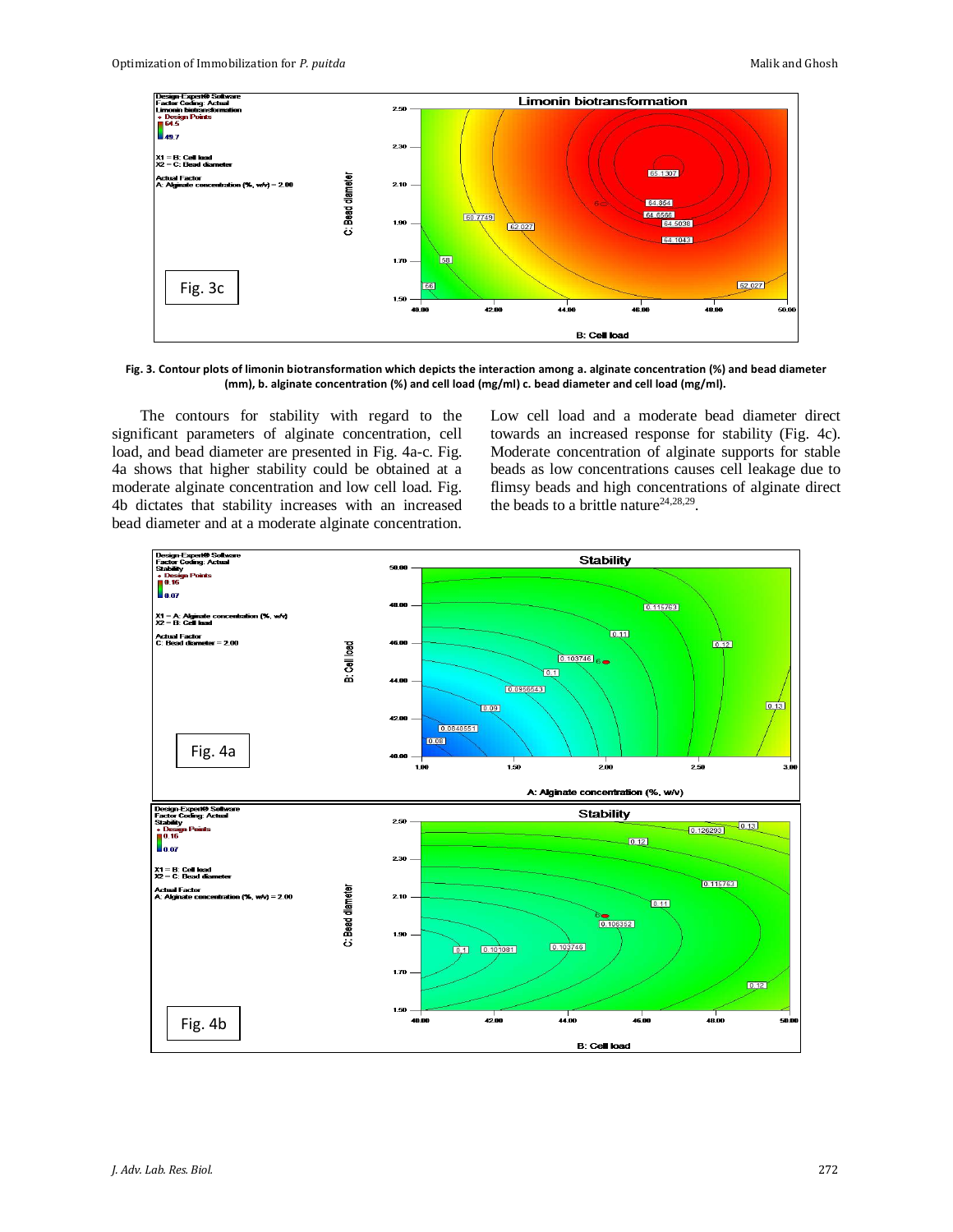Fig. 3. Contour plots of limonin biotransformation which depicts the interaction among a. alginate concentration (%) and bead diameter (mm), b. alginate concentration (%) and cell load (mg/ml) c. bead diameter and cell load (mg/ml).

The contours for stability with regard to the significant parameters of alginate concentration, cell load, and bead diameter are presented in Fig. 4a-c. Fig. 4a shows that higher stability could be obtained at a moderate alginate concentration and low cell load. Fig. 4b dictates that stability increases with an increased bead diameter and at a moderate alginate concentration. Low cell load and a moderate bead diameter direct towards an increased response for stability (Fig. 4c). Moderate concentration of alginate supports for stable beads as low concentrations causes cell leakage due to flimsy beads and high concentrations of alginate direct the beads to a brittle nature[24,28,29].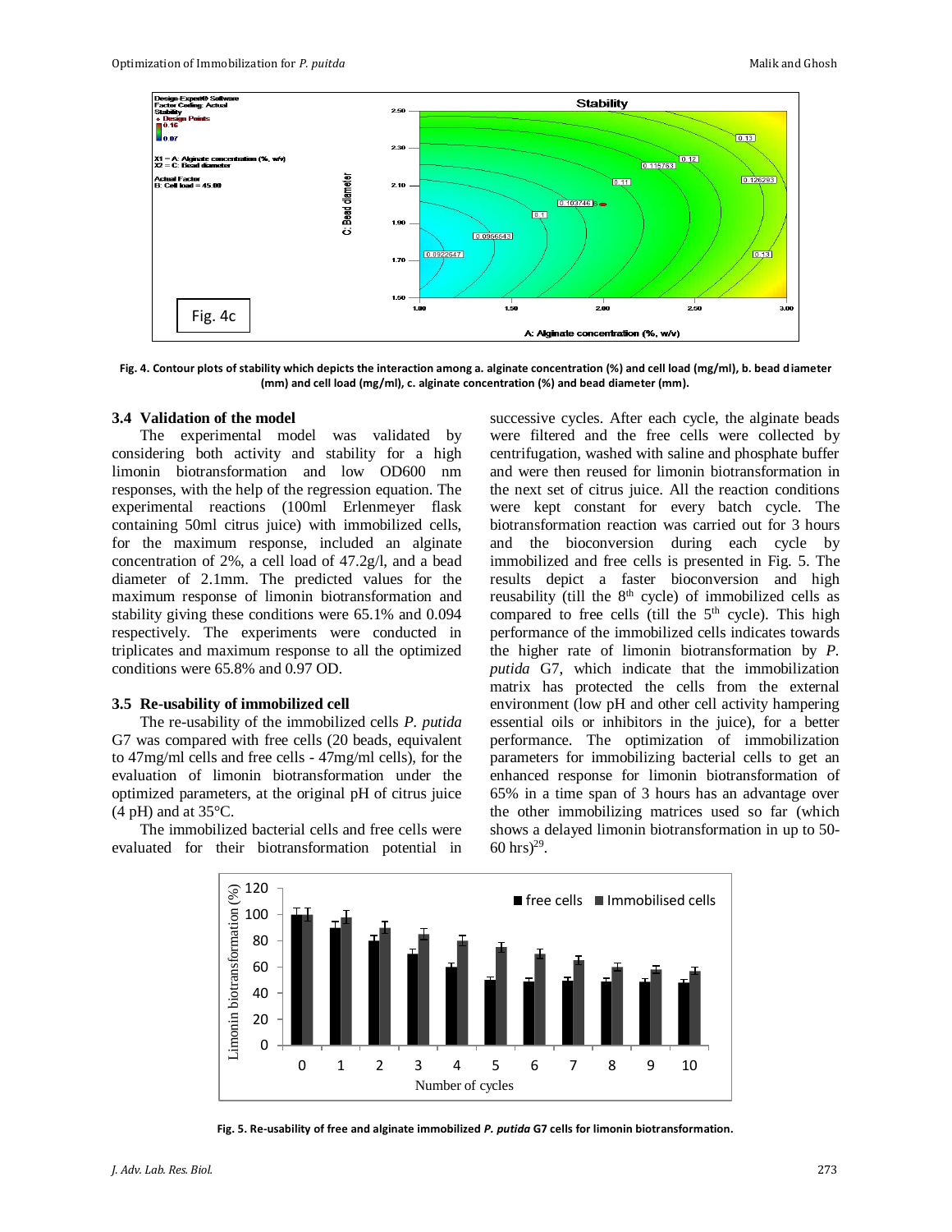Fig. 4. Contour plots of stability which depicts the interaction among a. alginate concentration (%) and cell load (mg/ml), b. bead diameter (mm) and cell load (mg/ml), c. alginate concentration (%) and bead diameter (mm).

### 3.4 Validation of the model

The experimental model was validated by considering both activity and stability for a high limonin biotransformation and low OD600 nm responses, with the help of the regression equation. The experimental reactions (100ml Erlenmeyer flask containing 50ml citrus juice) with immobilized cells, for the maximum response, included an alginate concentration of 2%, a cell load of 47.2g/l, and a bead diameter of 2.1mm. The predicted values for the maximum response of limonin biotransformation and stability giving these conditions were 65.1% and 0.094 respectively. The experiments were conducted in triplicates and maximum response to all the optimized conditions were 65.8% and 0.97 OD.

### 3.5 Re-usability of immobilized cell

The re-usability of the immobilized cells *P. putida* G7 was compared with free cells (20 beads, equivalent to 47mg/ml cells and free cells - 47mg/ml cells), for the evaluation of limonin biotransformation under the optimized parameters, at the original pH of citrus juice (4 pH) and at 35°C.

The immobilized bacterial cells and free cells were evaluated for their biotransformation potential in successive cycles. After each cycle, the alginate beads were filtered and the free cells were collected by centrifugation, washed with saline and phosphate buffer and were then reused for limonin biotransformation in the next set of citrus juice. All the reaction conditions were kept constant for every batch cycle. The biotransformation reaction was carried out for 3 hours and the bioconversion during each cycle by immobilized and free cells is presented in Fig. 5. The results depict a faster bioconversion and high reusability (till the 8th cycle) of immobilized cells as compared to free cells (till the 5th cycle). This high performance of the immobilized cells indicates towards the higher rate of limonin biotransformation by *P. putida* G7, which indicate that the immobilization matrix has protected the cells from the external environment (low pH and other cell activity hampering essential oils or inhibitors in the juice), for a better performance. The optimization of immobilization parameters for immobilizing bacterial cells to get an enhanced response for limonin biotransformation of 65% in a time span of 3 hours has an advantage over the other immobilizing matrices used so far (which shows a delayed limonin biotransformation in up to 50-60 hrs)[29].

Fig. 5. Re-usability of free and alginate immobilized *P. putida* G7 cells for limonin biotransformation.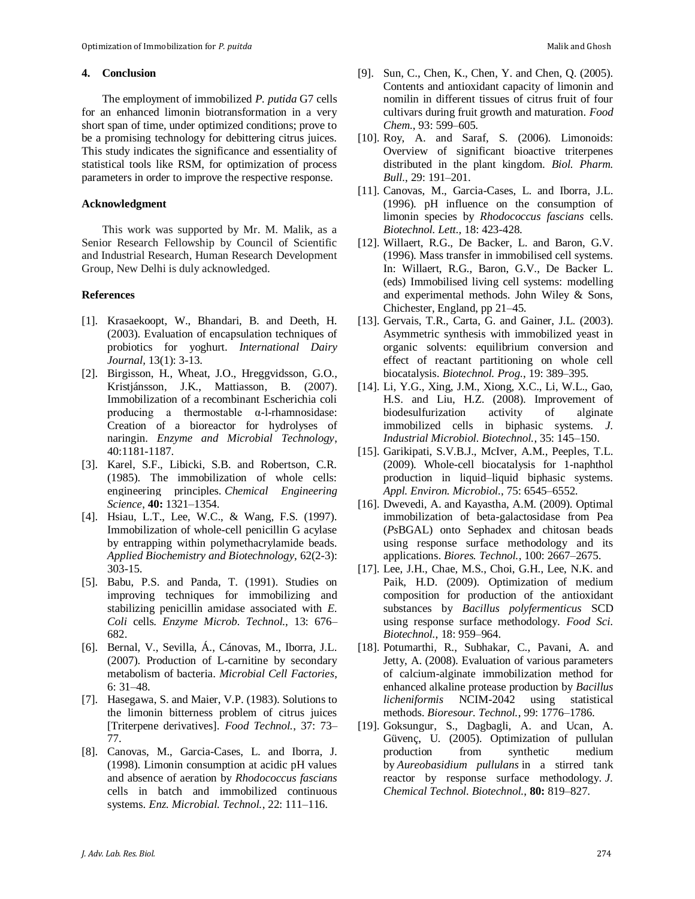## 4. Conclusion

The employment of immobilized *P. putida* G7 cells for an enhanced limonin biotransformation in a very short span of time, under optimized conditions; prove to be a promising technology for debittering citrus juices. This study indicates the significance and essentiality of statistical tools like RSM, for optimization of process parameters in order to improve the respective response.

## Acknowledgment

This work was supported by Mr. M. Malik, as a Senior Research Fellowship by Council of Scientific and Industrial Research, Human Research Development Group, New Delhi is duly acknowledged.

## References

[1]. Krasaekoopt, W., Bhandari, B. and Deeth, H. (2003). Evaluation of encapsulation techniques of probiotics for yoghurt. *International Dairy Journal,* 13(1): 3-13.

[2]. Birgisson, H., Wheat, J.O., Hreggvidsson, G.O., Kristjánsson, J.K., Mattiasson, B. (2007). Immobilization of a recombinant Escherichia coli producing a thermostable α-l-rhamnosidase: Creation of a bioreactor for hydrolyses of naringin. *Enzyme and Microbial Technology*, 40:1181-1187.

[3]. Karel, S.F., Libicki, S.B. and Robertson, C.R. (1985). The immobilization of whole cells: engineering principles. *Chemical Engineering Science*, **40:** 1321–1354.

[4]. Hsiau, L.T., Lee, W.C., & Wang, F.S. (1997). Immobilization of whole-cell penicillin G acylase by entrapping within polymethacrylamide beads. *Applied Biochemistry and Biotechnology*, 62(2-3): 303-15.

[5]. Babu, P.S. and Panda, T. (1991). Studies on improving techniques for immobilizing and stabilizing penicillin amidase associated with *E. Coli* cells. *Enzyme Microb. Technol.,* 13: 676–682.

[6]. Bernal, V., Sevilla, Á., Cánovas, M., Iborra, J.L. (2007). Production of L-carnitine by secondary metabolism of bacteria. *Microbial Cell Factories*, 6: 31–48.

[7]. Hasegawa, S. and Maier, V.P. (1983). Solutions to the limonin bitterness problem of citrus juices [Triterpene derivatives]. *Food Technol.*, 37: 73–77.

[8]. Canovas, M., Garcia-Cases, L. and Iborra, J. (1998). Limonin consumption at acidic pH values and absence of aeration by *Rhodococcus fascians* cells in batch and immobilized continuous systems. *Enz. Microbial. Technol.*, 22: 111–116.

[9]. Sun, C., Chen, K., Chen, Y. and Chen, Q. (2005). Contents and antioxidant capacity of limonin and nomilin in different tissues of citrus fruit of four cultivars during fruit growth and maturation. *Food Chem.*, 93: 599–605.

[10]. Roy, A. and Saraf, S. (2006). Limonoids: Overview of significant bioactive triterpenes distributed in the plant kingdom. *Biol. Pharm. Bull.*, 29: 191–201.

[11]. Canovas, M., Garcia-Cases, L. and Iborra, J.L. (1996). pH influence on the consumption of limonin species by *Rhodococcus fascians* cells. *Biotechnol. Lett.*, 18: 423-428.

[12]. Willaert, R.G., De Backer, L. and Baron, G.V. (1996). Mass transfer in immobilised cell systems. In: Willaert, R.G., Baron, G.V., De Backer L. (eds) Immobilised living cell systems: modelling and experimental methods. John Wiley & Sons, Chichester, England, pp 21–45.

[13]. Gervais, T.R., Carta, G. and Gainer, J.L. (2003). Asymmetric synthesis with immobilized yeast in organic solvents: equilibrium conversion and effect of reactant partitioning on whole cell biocatalysis. *Biotechnol. Prog.*, 19: 389–395.

[14]. Li, Y.G., Xing, J.M., Xiong, X.C., Li, W.L., Gao, H.S. and Liu, H.Z. (2008). Improvement of biodesulfurization activity of alginate immobilized cells in biphasic systems. *J. Industrial Microbiol. Biotechnol.*, 35: 145–150.

[15]. Garikipati, S.V.B.J., McIver, A.M., Peeples, T.L. (2009). Whole-cell biocatalysis for 1-naphthol production in liquid–liquid biphasic systems. *Appl. Environ. Microbiol.*, 75: 6545–6552.

[16]. Dwevedi, A. and Kayastha, A.M. (2009). Optimal immobilization of beta-galactosidase from Pea (*Ps*BGAL) onto Sephadex and chitosan beads using response surface methodology and its applications. *Biores. Technol.*, 100: 2667–2675.

[17]. Lee, J.H., Chae, M.S., Choi, G.H., Lee, N.K. and Paik, H.D. (2009). Optimization of medium composition for production of the antioxidant substances by *Bacillus polyfermenticus* SCD using response surface methodology. *Food Sci. Biotechnol.*, 18: 959–964.

[18]. Potumarthi, R., Subhakar, C., Pavani, A. and Jetty, A. (2008). Evaluation of various parameters of calcium-alginate immobilization method for enhanced alkaline protease production by *Bacillus licheniformis* NCIM-2042 using statistical methods. *Bioresour. Technol.*, 99: 1776–1786.

[19]. Goksungur, S., Dagbagli, A. and Ucan, A. Güvenç, U. (2005). Optimization of pullulan production from synthetic medium by *Aureobasidium pullulans* in a stirred tank reactor by response surface methodology. *J. Chemical Technol. Biotechnol.*, **80:** 819–827.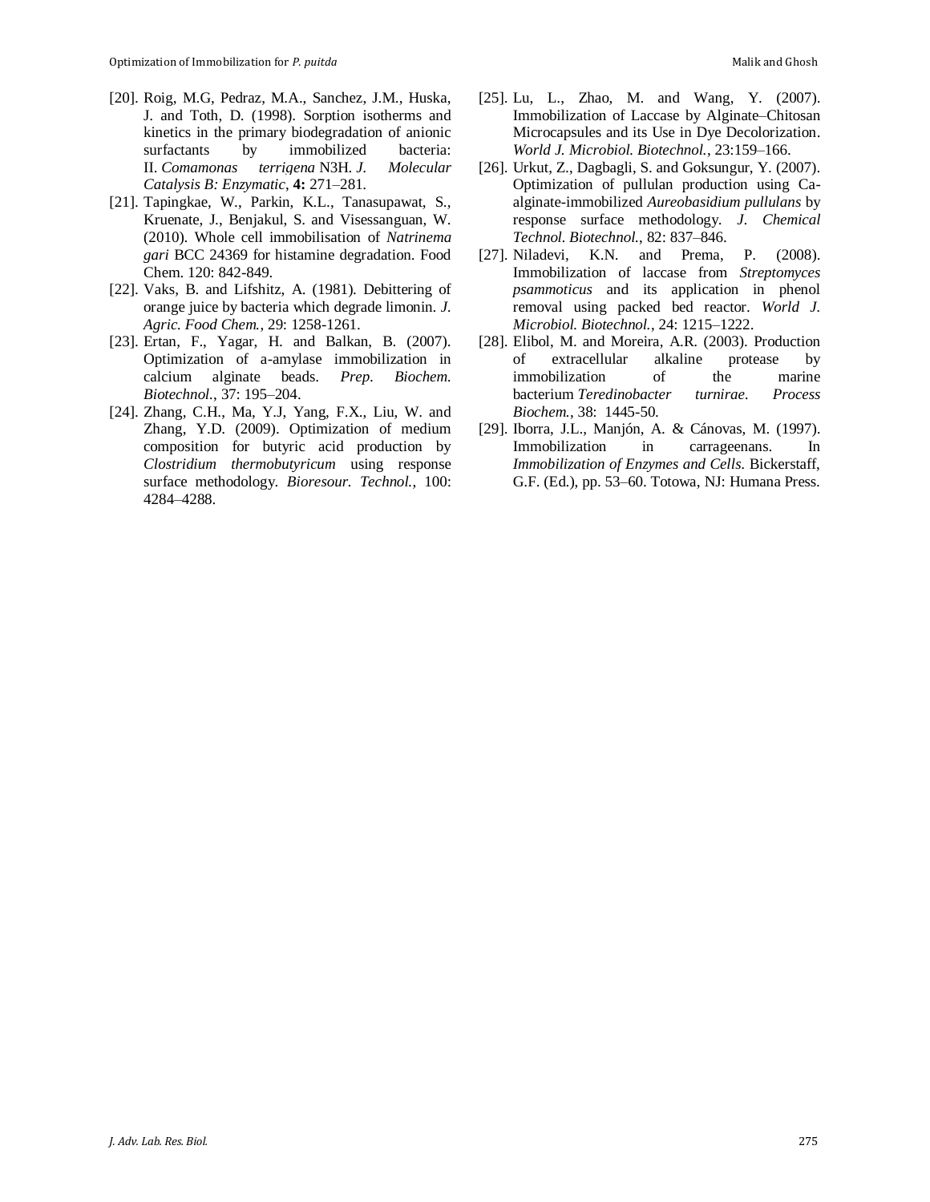[20]. Roig, M.G, Pedraz, M.A., Sanchez, J.M., Huska, J. and Toth, D. (1998). Sorption isotherms and kinetics in the primary biodegradation of anionic surfactants by immobilized bacteria: II. *Comamonas terrigena* N3H. *J. Molecular Catalysis B: Enzymatic*, **4:** 271–281.

[21]. Tapingkae, W., Parkin, K.L., Tanasupawat, S., Kruenate, J., Benjakul, S. and Visessanguan, W. (2010). Whole cell immobilisation of *Natrinema gari* BCC 24369 for histamine degradation. Food Chem. 120: 842-849.

[22]. Vaks, B. and Lifshitz, A. (1981). Debittering of orange juice by bacteria which degrade limonin. *J. Agric. Food Chem.*, 29: 1258-1261.

[23]. Ertan, F., Yagar, H. and Balkan, B. (2007). Optimization of a-amylase immobilization in calcium alginate beads. *Prep. Biochem. Biotechnol.*, 37: 195–204.

[24]. Zhang, C.H., Ma, Y.J, Yang, F.X., Liu, W. and Zhang, Y.D. (2009). Optimization of medium composition for butyric acid production by *Clostridium thermobutyricum* using response surface methodology. *Bioresour. Technol.*, 100: 4284–4288.

[25]. Lu, L., Zhao, M. and Wang, Y. (2007). Immobilization of Laccase by Alginate–Chitosan Microcapsules and its Use in Dye Decolorization. *World J. Microbiol. Biotechnol.*, 23:159–166.

[26]. Urkut, Z., Dagbagli, S. and Goksungur, Y. (2007). Optimization of pullulan production using Ca-alginate-immobilized *Aureobasidium pullulans* by response surface methodology. *J. Chemical Technol. Biotechnol.*, 82: 837–846.

[27]. Niladevi, K.N. and Prema, P. (2008). Immobilization of laccase from *Streptomyces psammoticus* and its application in phenol removal using packed bed reactor. *World J. Microbiol. Biotechnol.*, 24: 1215–1222.

[28]. Elibol, M. and Moreira, A.R. (2003). Production of extracellular alkaline protease by immobilization of the marine bacterium *Teredinobacter turnirae*. *Process Biochem.*, 38: 1445-50.

[29]. Iborra, J.L., Manjón, A. & Cánovas, M. (1997). Immobilization in carrageenans. In *Immobilization of Enzymes and Cells*. Bickerstaff, G.F. (Ed.), pp. 53–60. Totowa, NJ: Humana Press.